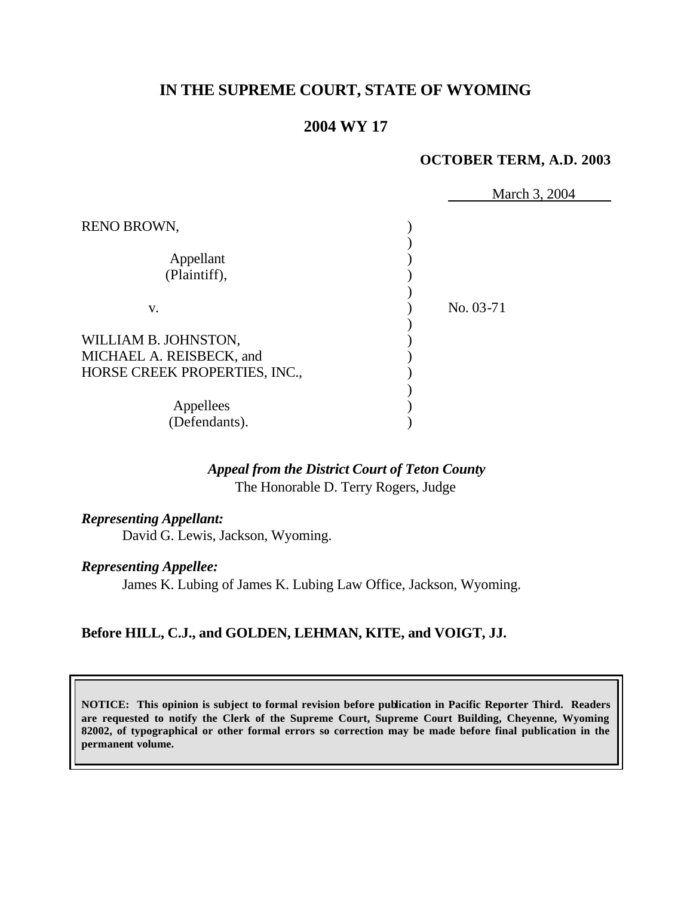# IN THE SUPREME COURT, STATE OF WYOMING

## 2004 WY 17

**OCTOBER TERM, A.D. 2003**

March 3, 2004

RENO BROWN,

Appellant (Plaintiff),

v.

WILLIAM B. JOHNSTON, MICHAEL A. REISBECK, and HORSE CREEK PROPERTIES, INC.,

Appellees (Defendants).

No. 03-71

*Appeal from the District Court of Teton County*
The Honorable D. Terry Rogers, Judge

***Representing Appellant:***
David G. Lewis, Jackson, Wyoming.

***Representing Appellee:***
James K. Lubing of James K. Lubing Law Office, Jackson, Wyoming.

**Before HILL, C.J., and GOLDEN, LEHMAN, KITE, and VOIGT, JJ.**

**NOTICE: This opinion is subject to formal revision before publication in Pacific Reporter Third. Readers are requested to notify the Clerk of the Supreme Court, Supreme Court Building, Cheyenne, Wyoming 82002, of typographical or other formal errors so correction may be made before final publication in the permanent volume.**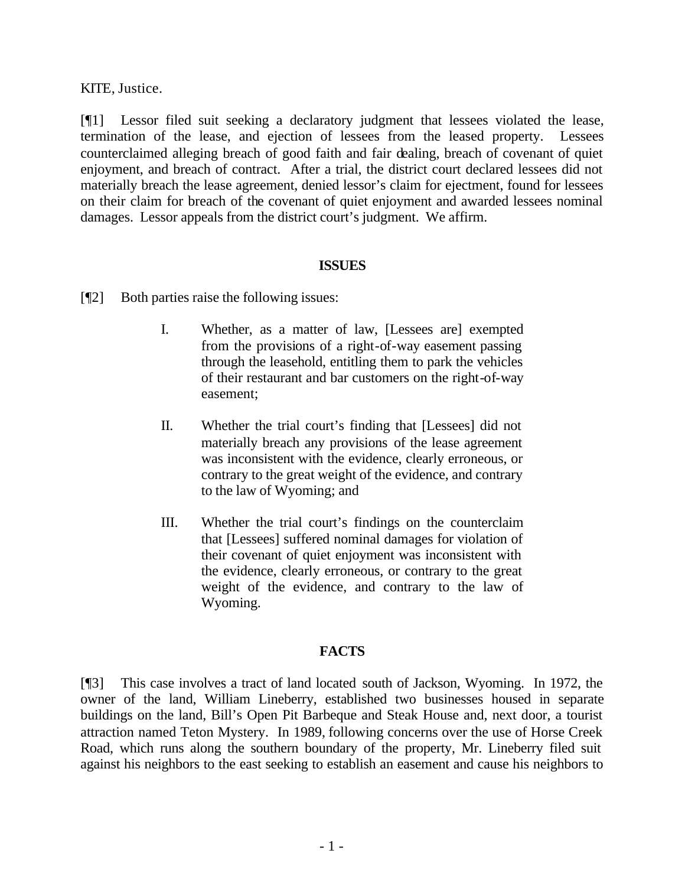KITE, Justice.

[¶1] Lessor filed suit seeking a declaratory judgment that lessees violated the lease, termination of the lease, and ejection of lessees from the leased property. Lessees counterclaimed alleging breach of good faith and fair dealing, breach of covenant of quiet enjoyment, and breach of contract. After a trial, the district court declared lessees did not materially breach the lease agreement, denied lessor's claim for ejectment, found for lessees on their claim for breach of the covenant of quiet enjoyment and awarded lessees nominal damages. Lessor appeals from the district court's judgment. We affirm.

## ISSUES

[¶2] Both parties raise the following issues:

> I. Whether, as a matter of law, [Lessees are] exempted from the provisions of a right-of-way easement passing through the leasehold, entitling them to park the vehicles of their restaurant and bar customers on the right-of-way easement;
>
> II. Whether the trial court's finding that [Lessees] did not materially breach any provisions of the lease agreement was inconsistent with the evidence, clearly erroneous, or contrary to the great weight of the evidence, and contrary to the law of Wyoming; and
>
> III. Whether the trial court's findings on the counterclaim that [Lessees] suffered nominal damages for violation of their covenant of quiet enjoyment was inconsistent with the evidence, clearly erroneous, or contrary to the great weight of the evidence, and contrary to the law of Wyoming.

## FACTS

[¶3] This case involves a tract of land located south of Jackson, Wyoming. In 1972, the owner of the land, William Lineberry, established two businesses housed in separate buildings on the land, Bill's Open Pit Barbeque and Steak House and, next door, a tourist attraction named Teton Mystery. In 1989, following concerns over the use of Horse Creek Road, which runs along the southern boundary of the property, Mr. Lineberry filed suit against his neighbors to the east seeking to establish an easement and cause his neighbors to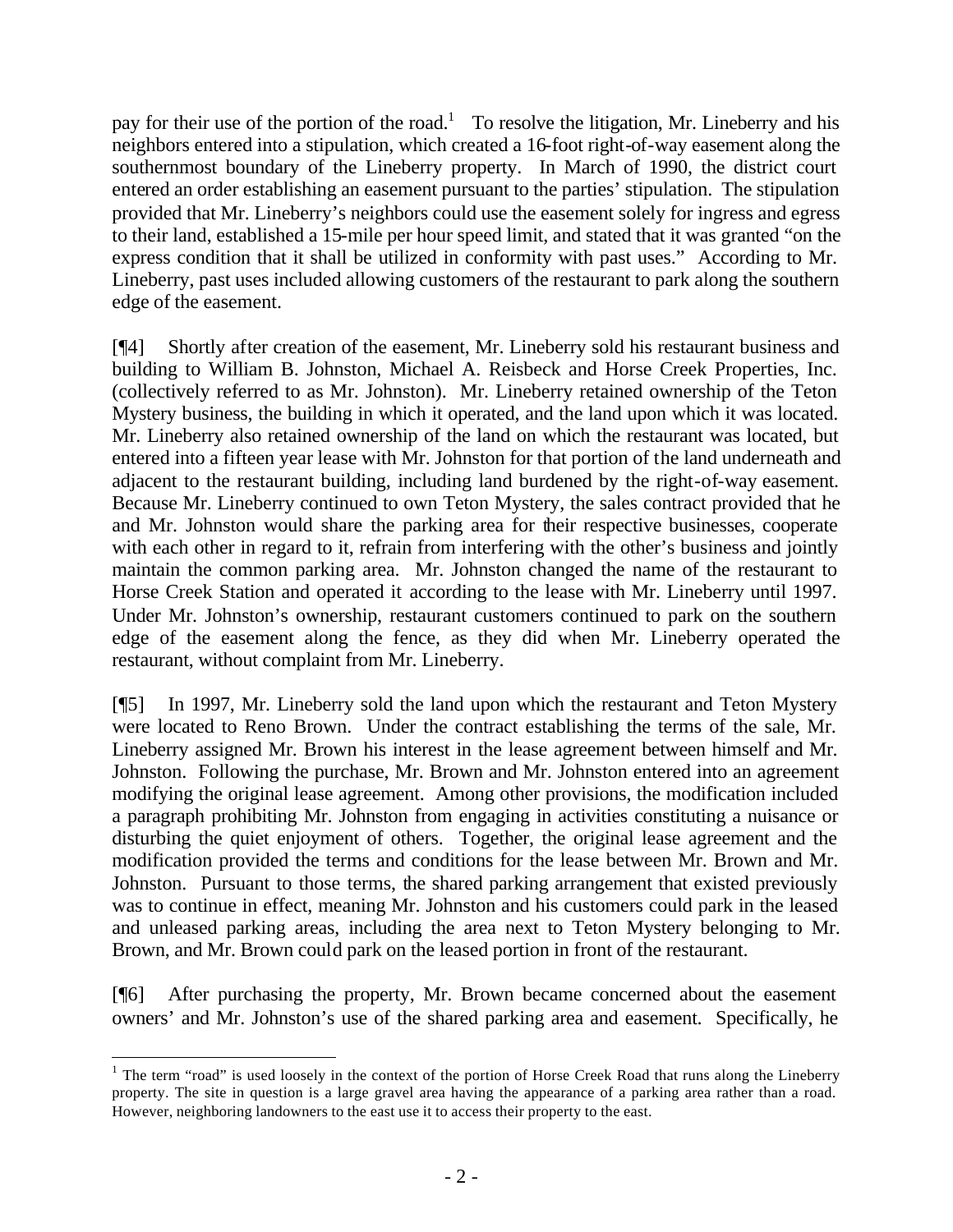pay for their use of the portion of the road.[1] To resolve the litigation, Mr. Lineberry and his neighbors entered into a stipulation, which created a 16-foot right-of-way easement along the southernmost boundary of the Lineberry property. In March of 1990, the district court entered an order establishing an easement pursuant to the parties' stipulation. The stipulation provided that Mr. Lineberry's neighbors could use the easement solely for ingress and egress to their land, established a 15-mile per hour speed limit, and stated that it was granted "on the express condition that it shall be utilized in conformity with past uses." According to Mr. Lineberry, past uses included allowing customers of the restaurant to park along the southern edge of the easement.

[¶4] Shortly after creation of the easement, Mr. Lineberry sold his restaurant business and building to William B. Johnston, Michael A. Reisbeck and Horse Creek Properties, Inc. (collectively referred to as Mr. Johnston). Mr. Lineberry retained ownership of the Teton Mystery business, the building in which it operated, and the land upon which it was located. Mr. Lineberry also retained ownership of the land on which the restaurant was located, but entered into a fifteen year lease with Mr. Johnston for that portion of the land underneath and adjacent to the restaurant building, including land burdened by the right-of-way easement. Because Mr. Lineberry continued to own Teton Mystery, the sales contract provided that he and Mr. Johnston would share the parking area for their respective businesses, cooperate with each other in regard to it, refrain from interfering with the other's business and jointly maintain the common parking area. Mr. Johnston changed the name of the restaurant to Horse Creek Station and operated it according to the lease with Mr. Lineberry until 1997. Under Mr. Johnston's ownership, restaurant customers continued to park on the southern edge of the easement along the fence, as they did when Mr. Lineberry operated the restaurant, without complaint from Mr. Lineberry.

[¶5] In 1997, Mr. Lineberry sold the land upon which the restaurant and Teton Mystery were located to Reno Brown. Under the contract establishing the terms of the sale, Mr. Lineberry assigned Mr. Brown his interest in the lease agreement between himself and Mr. Johnston. Following the purchase, Mr. Brown and Mr. Johnston entered into an agreement modifying the original lease agreement. Among other provisions, the modification included a paragraph prohibiting Mr. Johnston from engaging in activities constituting a nuisance or disturbing the quiet enjoyment of others. Together, the original lease agreement and the modification provided the terms and conditions for the lease between Mr. Brown and Mr. Johnston. Pursuant to those terms, the shared parking arrangement that existed previously was to continue in effect, meaning Mr. Johnston and his customers could park in the leased and unleased parking areas, including the area next to Teton Mystery belonging to Mr. Brown, and Mr. Brown could park on the leased portion in front of the restaurant.

[¶6] After purchasing the property, Mr. Brown became concerned about the easement owners' and Mr. Johnston's use of the shared parking area and easement. Specifically, he

[1] The term "road" is used loosely in the context of the portion of Horse Creek Road that runs along the Lineberry property. The site in question is a large gravel area having the appearance of a parking area rather than a road. However, neighboring landowners to the east use it to access their property to the east.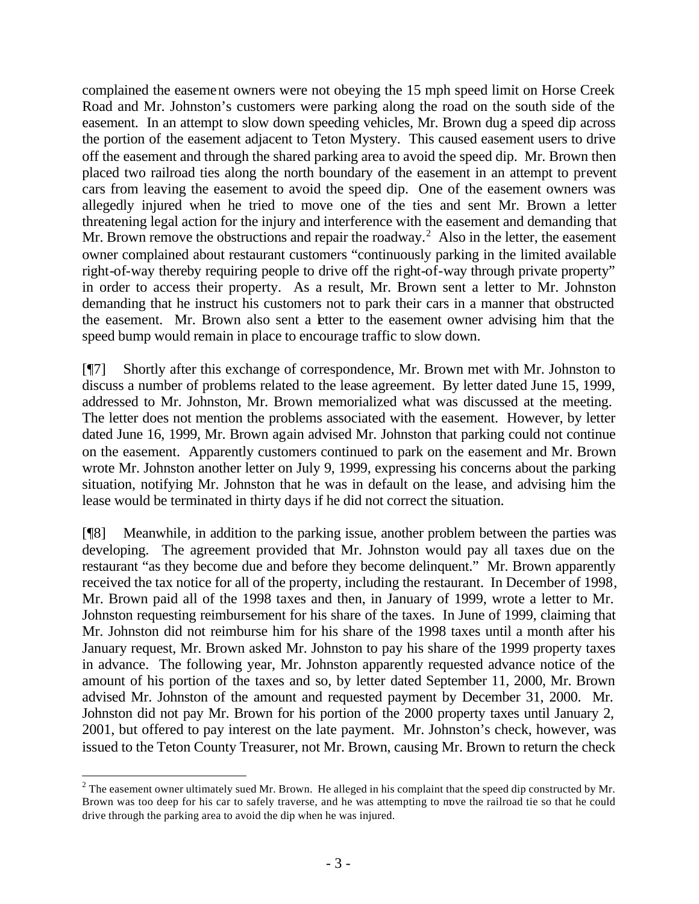complained the easement owners were not obeying the 15 mph speed limit on Horse Creek Road and Mr. Johnston's customers were parking along the road on the south side of the easement. In an attempt to slow down speeding vehicles, Mr. Brown dug a speed dip across the portion of the easement adjacent to Teton Mystery. This caused easement users to drive off the easement and through the shared parking area to avoid the speed dip. Mr. Brown then placed two railroad ties along the north boundary of the easement in an attempt to prevent cars from leaving the easement to avoid the speed dip. One of the easement owners was allegedly injured when he tried to move one of the ties and sent Mr. Brown a letter threatening legal action for the injury and interference with the easement and demanding that Mr. Brown remove the obstructions and repair the roadway.[2] Also in the letter, the easement owner complained about restaurant customers "continuously parking in the limited available right-of-way thereby requiring people to drive off the right-of-way through private property" in order to access their property. As a result, Mr. Brown sent a letter to Mr. Johnston demanding that he instruct his customers not to park their cars in a manner that obstructed the easement. Mr. Brown also sent a letter to the easement owner advising him that the speed bump would remain in place to encourage traffic to slow down.

[¶7] Shortly after this exchange of correspondence, Mr. Brown met with Mr. Johnston to discuss a number of problems related to the lease agreement. By letter dated June 15, 1999, addressed to Mr. Johnston, Mr. Brown memorialized what was discussed at the meeting. The letter does not mention the problems associated with the easement. However, by letter dated June 16, 1999, Mr. Brown again advised Mr. Johnston that parking could not continue on the easement. Apparently customers continued to park on the easement and Mr. Brown wrote Mr. Johnston another letter on July 9, 1999, expressing his concerns about the parking situation, notifying Mr. Johnston that he was in default on the lease, and advising him the lease would be terminated in thirty days if he did not correct the situation.

[¶8] Meanwhile, in addition to the parking issue, another problem between the parties was developing. The agreement provided that Mr. Johnston would pay all taxes due on the restaurant "as they become due and before they become delinquent." Mr. Brown apparently received the tax notice for all of the property, including the restaurant. In December of 1998, Mr. Brown paid all of the 1998 taxes and then, in January of 1999, wrote a letter to Mr. Johnston requesting reimbursement for his share of the taxes. In June of 1999, claiming that Mr. Johnston did not reimburse him for his share of the 1998 taxes until a month after his January request, Mr. Brown asked Mr. Johnston to pay his share of the 1999 property taxes in advance. The following year, Mr. Johnston apparently requested advance notice of the amount of his portion of the taxes and so, by letter dated September 11, 2000, Mr. Brown advised Mr. Johnston of the amount and requested payment by December 31, 2000. Mr. Johnston did not pay Mr. Brown for his portion of the 2000 property taxes until January 2, 2001, but offered to pay interest on the late payment. Mr. Johnston's check, however, was issued to the Teton County Treasurer, not Mr. Brown, causing Mr. Brown to return the check

[2] The easement owner ultimately sued Mr. Brown. He alleged in his complaint that the speed dip constructed by Mr. Brown was too deep for his car to safely traverse, and he was attempting to move the railroad tie so that he could drive through the parking area to avoid the dip when he was injured.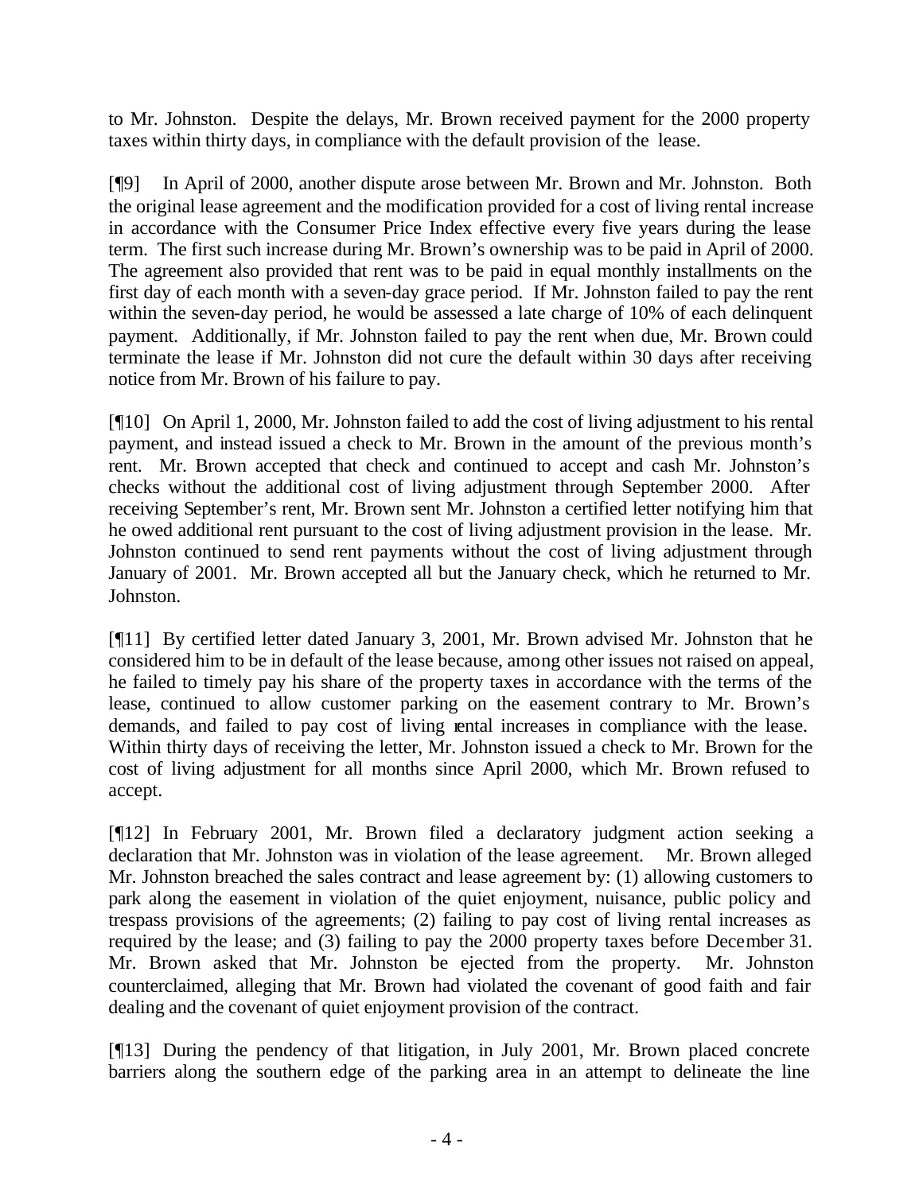to Mr. Johnston. Despite the delays, Mr. Brown received payment for the 2000 property taxes within thirty days, in compliance with the default provision of the lease.

[¶9] In April of 2000, another dispute arose between Mr. Brown and Mr. Johnston. Both the original lease agreement and the modification provided for a cost of living rental increase in accordance with the Consumer Price Index effective every five years during the lease term. The first such increase during Mr. Brown's ownership was to be paid in April of 2000. The agreement also provided that rent was to be paid in equal monthly installments on the first day of each month with a seven-day grace period. If Mr. Johnston failed to pay the rent within the seven-day period, he would be assessed a late charge of 10% of each delinquent payment. Additionally, if Mr. Johnston failed to pay the rent when due, Mr. Brown could terminate the lease if Mr. Johnston did not cure the default within 30 days after receiving notice from Mr. Brown of his failure to pay.

[¶10] On April 1, 2000, Mr. Johnston failed to add the cost of living adjustment to his rental payment, and instead issued a check to Mr. Brown in the amount of the previous month's rent. Mr. Brown accepted that check and continued to accept and cash Mr. Johnston's checks without the additional cost of living adjustment through September 2000. After receiving September's rent, Mr. Brown sent Mr. Johnston a certified letter notifying him that he owed additional rent pursuant to the cost of living adjustment provision in the lease. Mr. Johnston continued to send rent payments without the cost of living adjustment through January of 2001. Mr. Brown accepted all but the January check, which he returned to Mr. Johnston.

[¶11] By certified letter dated January 3, 2001, Mr. Brown advised Mr. Johnston that he considered him to be in default of the lease because, among other issues not raised on appeal, he failed to timely pay his share of the property taxes in accordance with the terms of the lease, continued to allow customer parking on the easement contrary to Mr. Brown's demands, and failed to pay cost of living rental increases in compliance with the lease. Within thirty days of receiving the letter, Mr. Johnston issued a check to Mr. Brown for the cost of living adjustment for all months since April 2000, which Mr. Brown refused to accept.

[¶12] In February 2001, Mr. Brown filed a declaratory judgment action seeking a declaration that Mr. Johnston was in violation of the lease agreement. Mr. Brown alleged Mr. Johnston breached the sales contract and lease agreement by: (1) allowing customers to park along the easement in violation of the quiet enjoyment, nuisance, public policy and trespass provisions of the agreements; (2) failing to pay cost of living rental increases as required by the lease; and (3) failing to pay the 2000 property taxes before December 31. Mr. Brown asked that Mr. Johnston be ejected from the property. Mr. Johnston counterclaimed, alleging that Mr. Brown had violated the covenant of good faith and fair dealing and the covenant of quiet enjoyment provision of the contract.

[¶13] During the pendency of that litigation, in July 2001, Mr. Brown placed concrete barriers along the southern edge of the parking area in an attempt to delineate the line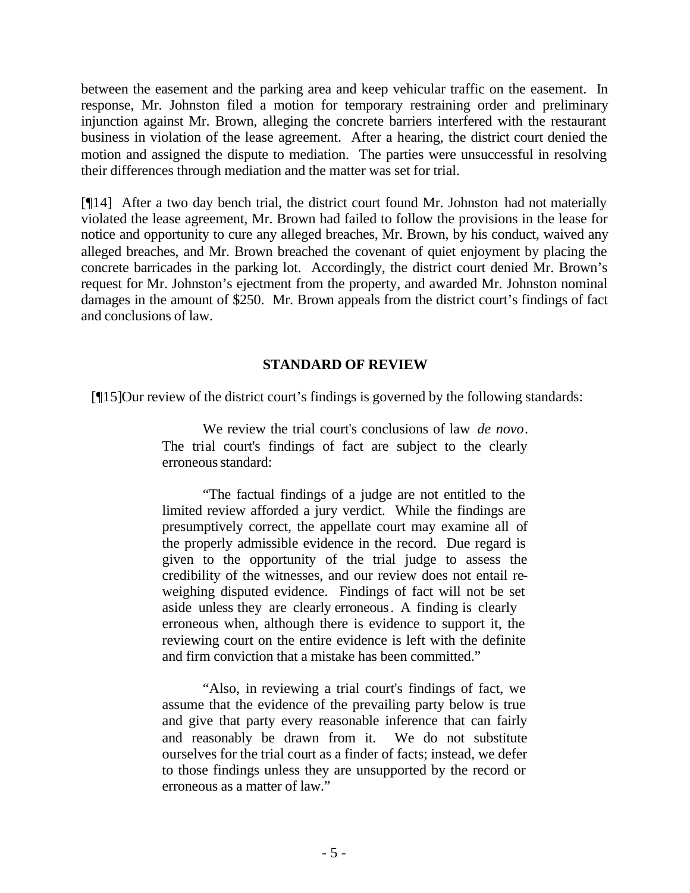between the easement and the parking area and keep vehicular traffic on the easement. In response, Mr. Johnston filed a motion for temporary restraining order and preliminary injunction against Mr. Brown, alleging the concrete barriers interfered with the restaurant business in violation of the lease agreement. After a hearing, the district court denied the motion and assigned the dispute to mediation. The parties were unsuccessful in resolving their differences through mediation and the matter was set for trial.

[¶14] After a two day bench trial, the district court found Mr. Johnston had not materially violated the lease agreement, Mr. Brown had failed to follow the provisions in the lease for notice and opportunity to cure any alleged breaches, Mr. Brown, by his conduct, waived any alleged breaches, and Mr. Brown breached the covenant of quiet enjoyment by placing the concrete barricades in the parking lot. Accordingly, the district court denied Mr. Brown's request for Mr. Johnston's ejectment from the property, and awarded Mr. Johnston nominal damages in the amount of $250. Mr. Brown appeals from the district court's findings of fact and conclusions of law.

## STANDARD OF REVIEW

[¶15] Our review of the district court's findings is governed by the following standards:

> We review the trial court's conclusions of law *de novo*. The trial court's findings of fact are subject to the clearly erroneous standard:
>
> "The factual findings of a judge are not entitled to the limited review afforded a jury verdict. While the findings are presumptively correct, the appellate court may examine all of the properly admissible evidence in the record. Due regard is given to the opportunity of the trial judge to assess the credibility of the witnesses, and our review does not entail re-weighing disputed evidence. Findings of fact will not be set aside unless they are clearly erroneous. A finding is clearly erroneous when, although there is evidence to support it, the reviewing court on the entire evidence is left with the definite and firm conviction that a mistake has been committed."
>
> "Also, in reviewing a trial court's findings of fact, we assume that the evidence of the prevailing party below is true and give that party every reasonable inference that can fairly and reasonably be drawn from it. We do not substitute ourselves for the trial court as a finder of facts; instead, we defer to those findings unless they are unsupported by the record or erroneous as a matter of law."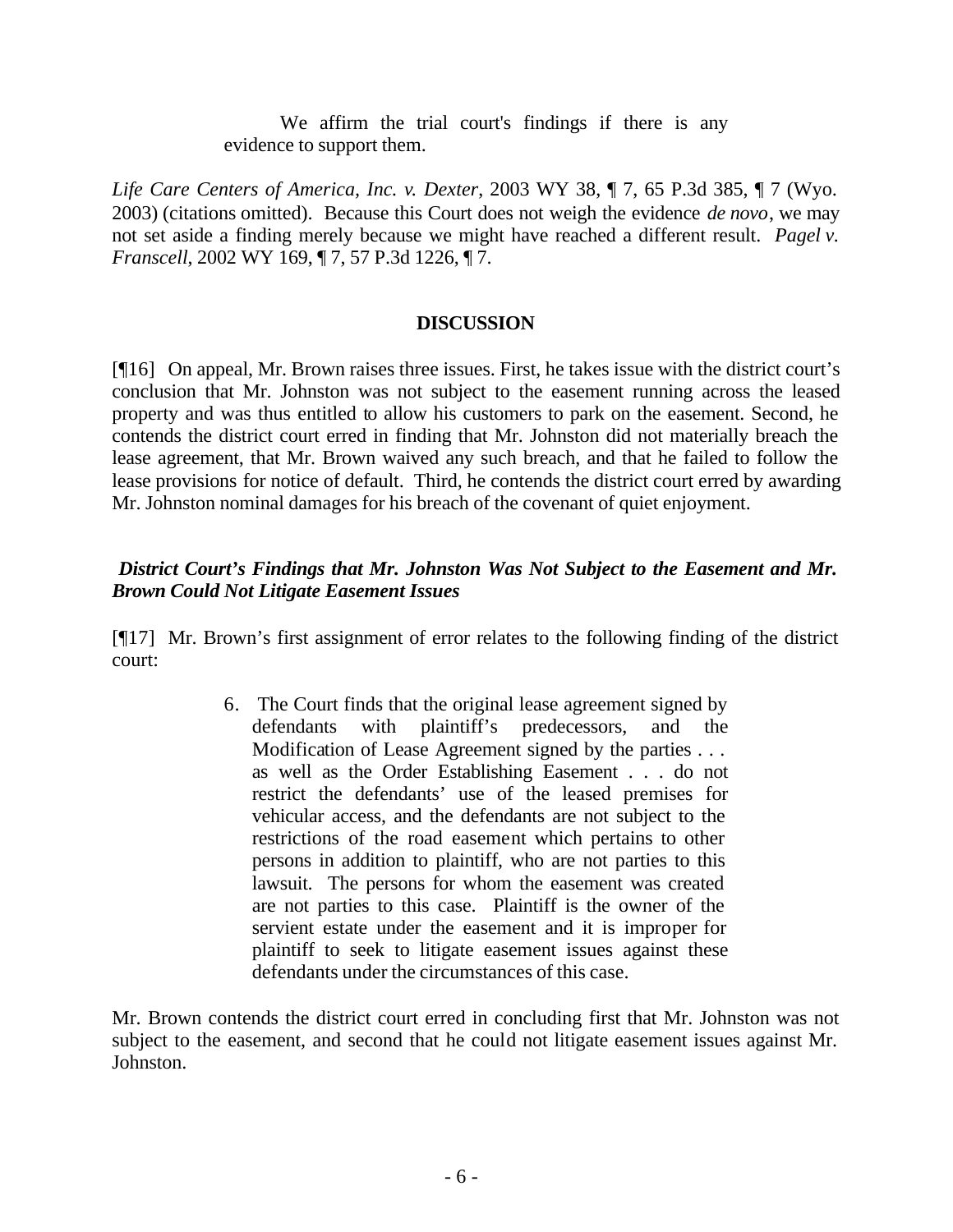> We affirm the trial court's findings if there is any evidence to support them.

*Life Care Centers of America, Inc. v. Dexter*, 2003 WY 38, ¶ 7, 65 P.3d 385, ¶ 7 (Wyo. 2003) (citations omitted). Because this Court does not weigh the evidence *de novo*, we may not set aside a finding merely because we might have reached a different result. *Pagel v. Franscell*, 2002 WY 169, ¶ 7, 57 P.3d 1226, ¶ 7.

## DISCUSSION

[¶16] On appeal, Mr. Brown raises three issues. First, he takes issue with the district court's conclusion that Mr. Johnston was not subject to the easement running across the leased property and was thus entitled to allow his customers to park on the easement. Second, he contends the district court erred in finding that Mr. Johnston did not materially breach the lease agreement, that Mr. Brown waived any such breach, and that he failed to follow the lease provisions for notice of default. Third, he contends the district court erred by awarding Mr. Johnston nominal damages for his breach of the covenant of quiet enjoyment.

### *District Court's Findings that Mr. Johnston Was Not Subject to the Easement and Mr. Brown Could Not Litigate Easement Issues*

[¶17] Mr. Brown's first assignment of error relates to the following finding of the district court:

> 6. The Court finds that the original lease agreement signed by defendants with plaintiff's predecessors, and the Modification of Lease Agreement signed by the parties . . . as well as the Order Establishing Easement . . . do not restrict the defendants' use of the leased premises for vehicular access, and the defendants are not subject to the restrictions of the road easement which pertains to other persons in addition to plaintiff, who are not parties to this lawsuit. The persons for whom the easement was created are not parties to this case. Plaintiff is the owner of the servient estate under the easement and it is improper for plaintiff to seek to litigate easement issues against these defendants under the circumstances of this case.

Mr. Brown contends the district court erred in concluding first that Mr. Johnston was not subject to the easement, and second that he could not litigate easement issues against Mr. Johnston.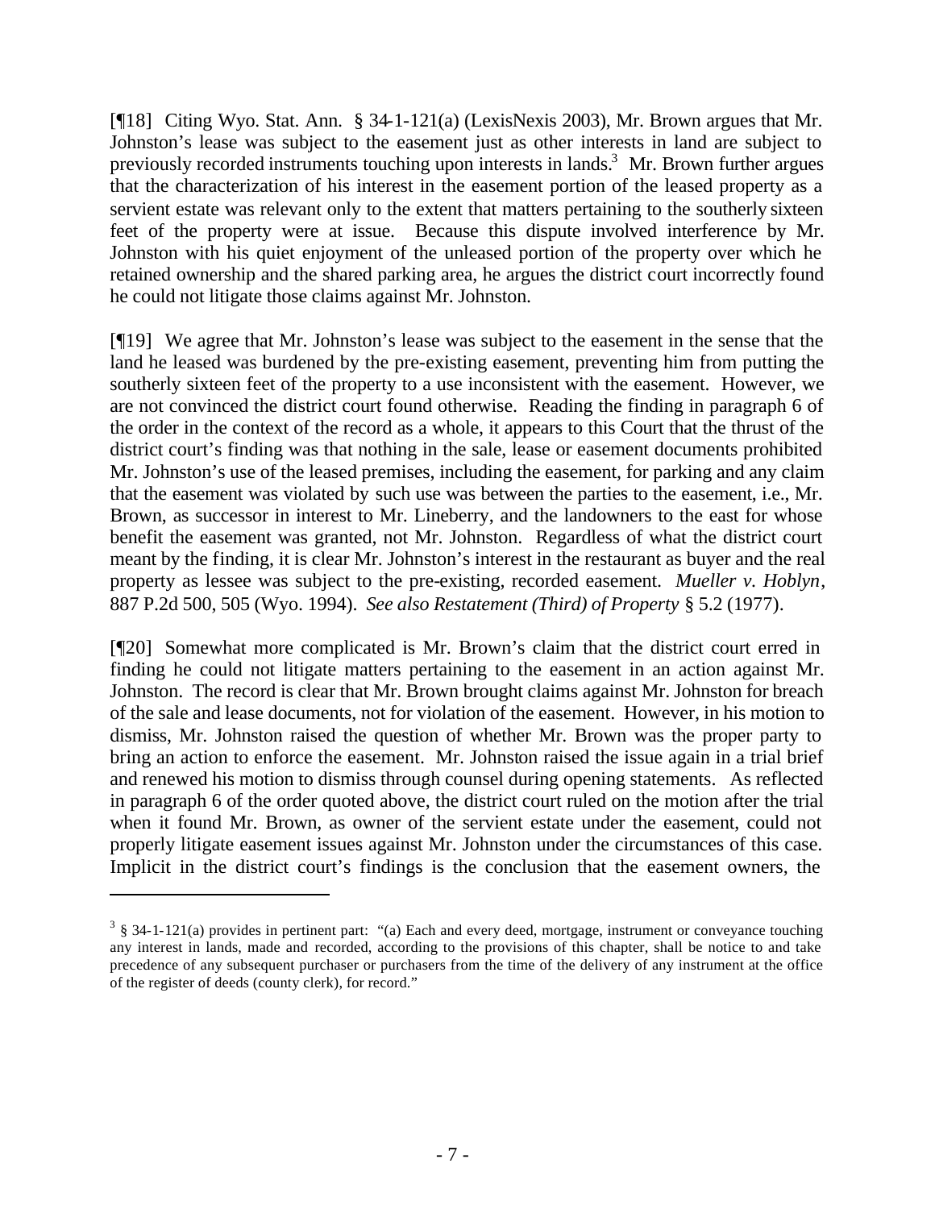[¶18] Citing Wyo. Stat. Ann. § 34-1-121(a) (LexisNexis 2003), Mr. Brown argues that Mr. Johnston's lease was subject to the easement just as other interests in land are subject to previously recorded instruments touching upon interests in lands.[3] Mr. Brown further argues that the characterization of his interest in the easement portion of the leased property as a servient estate was relevant only to the extent that matters pertaining to the southerly sixteen feet of the property were at issue. Because this dispute involved interference by Mr. Johnston with his quiet enjoyment of the unleased portion of the property over which he retained ownership and the shared parking area, he argues the district court incorrectly found he could not litigate those claims against Mr. Johnston.

[¶19] We agree that Mr. Johnston's lease was subject to the easement in the sense that the land he leased was burdened by the pre-existing easement, preventing him from putting the southerly sixteen feet of the property to a use inconsistent with the easement. However, we are not convinced the district court found otherwise. Reading the finding in paragraph 6 of the order in the context of the record as a whole, it appears to this Court that the thrust of the district court's finding was that nothing in the sale, lease or easement documents prohibited Mr. Johnston's use of the leased premises, including the easement, for parking and any claim that the easement was violated by such use was between the parties to the easement, i.e., Mr. Brown, as successor in interest to Mr. Lineberry, and the landowners to the east for whose benefit the easement was granted, not Mr. Johnston. Regardless of what the district court meant by the finding, it is clear Mr. Johnston's interest in the restaurant as buyer and the real property as lessee was subject to the pre-existing, recorded easement. *Mueller v. Hoblyn*, 887 P.2d 500, 505 (Wyo. 1994). *See also Restatement (Third) of Property* § 5.2 (1977).

[¶20] Somewhat more complicated is Mr. Brown's claim that the district court erred in finding he could not litigate matters pertaining to the easement in an action against Mr. Johnston. The record is clear that Mr. Brown brought claims against Mr. Johnston for breach of the sale and lease documents, not for violation of the easement. However, in his motion to dismiss, Mr. Johnston raised the question of whether Mr. Brown was the proper party to bring an action to enforce the easement. Mr. Johnston raised the issue again in a trial brief and renewed his motion to dismiss through counsel during opening statements. As reflected in paragraph 6 of the order quoted above, the district court ruled on the motion after the trial when it found Mr. Brown, as owner of the servient estate under the easement, could not properly litigate easement issues against Mr. Johnston under the circumstances of this case. Implicit in the district court's findings is the conclusion that the easement owners, the

---

[3] § 34-1-121(a) provides in pertinent part: "(a) Each and every deed, mortgage, instrument or conveyance touching any interest in lands, made and recorded, according to the provisions of this chapter, shall be notice to and take precedence of any subsequent purchaser or purchasers from the time of the delivery of any instrument at the office of the register of deeds (county clerk), for record."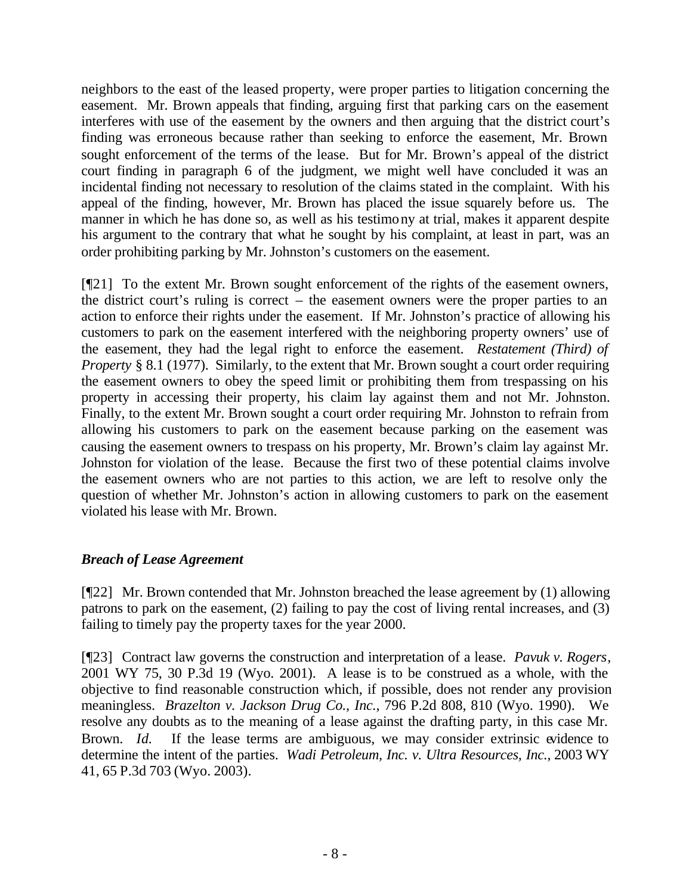neighbors to the east of the leased property, were proper parties to litigation concerning the easement. Mr. Brown appeals that finding, arguing first that parking cars on the easement interferes with use of the easement by the owners and then arguing that the district court's finding was erroneous because rather than seeking to enforce the easement, Mr. Brown sought enforcement of the terms of the lease. But for Mr. Brown's appeal of the district court finding in paragraph 6 of the judgment, we might well have concluded it was an incidental finding not necessary to resolution of the claims stated in the complaint. With his appeal of the finding, however, Mr. Brown has placed the issue squarely before us. The manner in which he has done so, as well as his testimony at trial, makes it apparent despite his argument to the contrary that what he sought by his complaint, at least in part, was an order prohibiting parking by Mr. Johnston's customers on the easement.

[¶21] To the extent Mr. Brown sought enforcement of the rights of the easement owners, the district court's ruling is correct – the easement owners were the proper parties to an action to enforce their rights under the easement. If Mr. Johnston's practice of allowing his customers to park on the easement interfered with the neighboring property owners' use of the easement, they had the legal right to enforce the easement. *Restatement (Third) of Property* § 8.1 (1977). Similarly, to the extent that Mr. Brown sought a court order requiring the easement owners to obey the speed limit or prohibiting them from trespassing on his property in accessing their property, his claim lay against them and not Mr. Johnston. Finally, to the extent Mr. Brown sought a court order requiring Mr. Johnston to refrain from allowing his customers to park on the easement because parking on the easement was causing the easement owners to trespass on his property, Mr. Brown's claim lay against Mr. Johnston for violation of the lease. Because the first two of these potential claims involve the easement owners who are not parties to this action, we are left to resolve only the question of whether Mr. Johnston's action in allowing customers to park on the easement violated his lease with Mr. Brown.

### *Breach of Lease Agreement*

[¶22] Mr. Brown contended that Mr. Johnston breached the lease agreement by (1) allowing patrons to park on the easement, (2) failing to pay the cost of living rental increases, and (3) failing to timely pay the property taxes for the year 2000.

[¶23] Contract law governs the construction and interpretation of a lease. *Pavuk v. Rogers*, 2001 WY 75, 30 P.3d 19 (Wyo. 2001). A lease is to be construed as a whole, with the objective to find reasonable construction which, if possible, does not render any provision meaningless. *Brazelton v. Jackson Drug Co., Inc.*, 796 P.2d 808, 810 (Wyo. 1990). We resolve any doubts as to the meaning of a lease against the drafting party, in this case Mr. Brown. *Id.* If the lease terms are ambiguous, we may consider extrinsic evidence to determine the intent of the parties. *Wadi Petroleum, Inc. v. Ultra Resources, Inc.*, 2003 WY 41, 65 P.3d 703 (Wyo. 2003).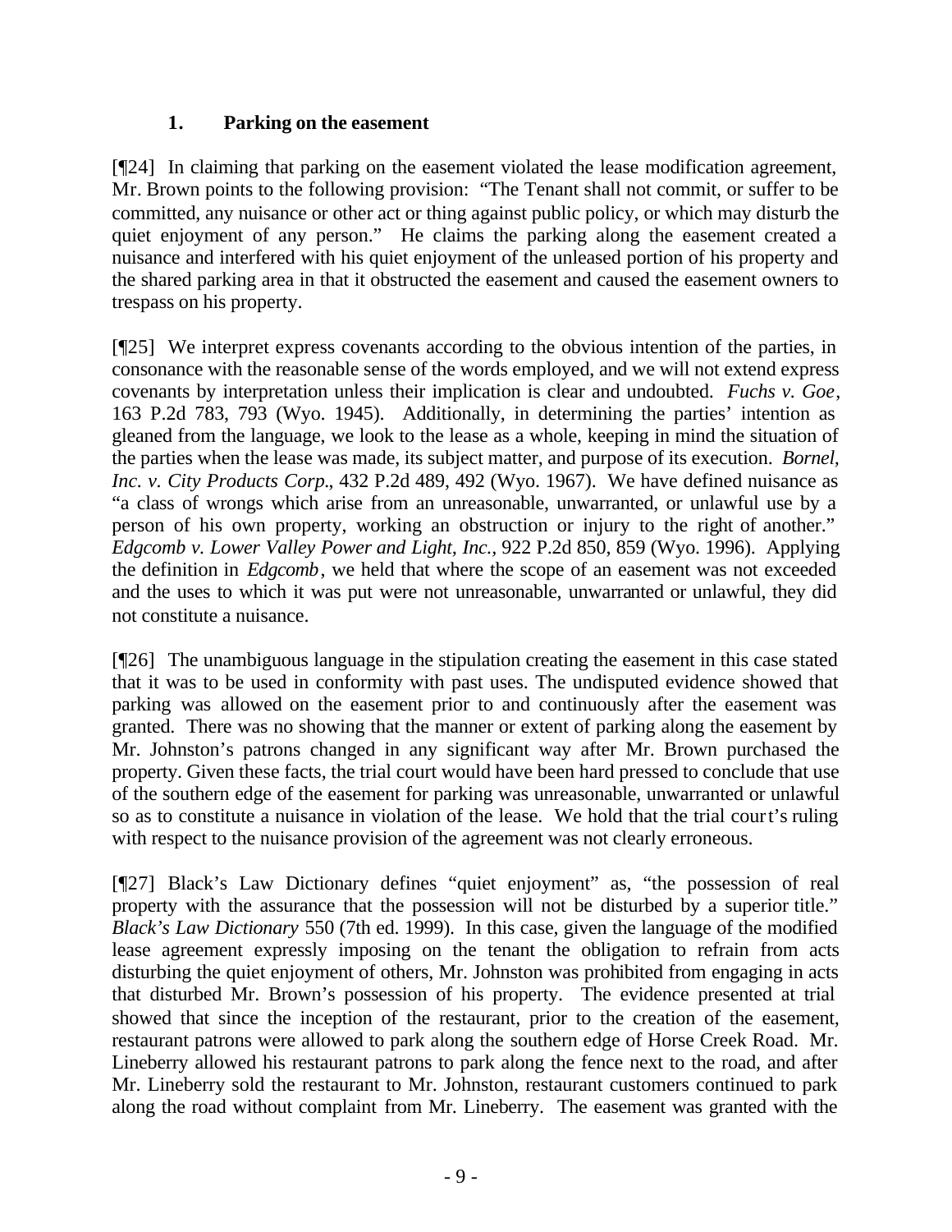### 1. Parking on the easement

[¶24] In claiming that parking on the easement violated the lease modification agreement, Mr. Brown points to the following provision: "The Tenant shall not commit, or suffer to be committed, any nuisance or other act or thing against public policy, or which may disturb the quiet enjoyment of any person." He claims the parking along the easement created a nuisance and interfered with his quiet enjoyment of the unleased portion of his property and the shared parking area in that it obstructed the easement and caused the easement owners to trespass on his property.

[¶25] We interpret express covenants according to the obvious intention of the parties, in consonance with the reasonable sense of the words employed, and we will not extend express covenants by interpretation unless their implication is clear and undoubted. *Fuchs v. Goe*, 163 P.2d 783, 793 (Wyo. 1945). Additionally, in determining the parties' intention as gleaned from the language, we look to the lease as a whole, keeping in mind the situation of the parties when the lease was made, its subject matter, and purpose of its execution. *Bornel, Inc. v. City Products Corp.*, 432 P.2d 489, 492 (Wyo. 1967). We have defined nuisance as "a class of wrongs which arise from an unreasonable, unwarranted, or unlawful use by a person of his own property, working an obstruction or injury to the right of another." *Edgcomb v. Lower Valley Power and Light, Inc.*, 922 P.2d 850, 859 (Wyo. 1996). Applying the definition in *Edgcomb*, we held that where the scope of an easement was not exceeded and the uses to which it was put were not unreasonable, unwarranted or unlawful, they did not constitute a nuisance.

[¶26] The unambiguous language in the stipulation creating the easement in this case stated that it was to be used in conformity with past uses. The undisputed evidence showed that parking was allowed on the easement prior to and continuously after the easement was granted. There was no showing that the manner or extent of parking along the easement by Mr. Johnston's patrons changed in any significant way after Mr. Brown purchased the property. Given these facts, the trial court would have been hard pressed to conclude that use of the southern edge of the easement for parking was unreasonable, unwarranted or unlawful so as to constitute a nuisance in violation of the lease. We hold that the trial court's ruling with respect to the nuisance provision of the agreement was not clearly erroneous.

[¶27] Black's Law Dictionary defines "quiet enjoyment" as, "the possession of real property with the assurance that the possession will not be disturbed by a superior title." *Black's Law Dictionary* 550 (7th ed. 1999). In this case, given the language of the modified lease agreement expressly imposing on the tenant the obligation to refrain from acts disturbing the quiet enjoyment of others, Mr. Johnston was prohibited from engaging in acts that disturbed Mr. Brown's possession of his property. The evidence presented at trial showed that since the inception of the restaurant, prior to the creation of the easement, restaurant patrons were allowed to park along the southern edge of Horse Creek Road. Mr. Lineberry allowed his restaurant patrons to park along the fence next to the road, and after Mr. Lineberry sold the restaurant to Mr. Johnston, restaurant customers continued to park along the road without complaint from Mr. Lineberry. The easement was granted with the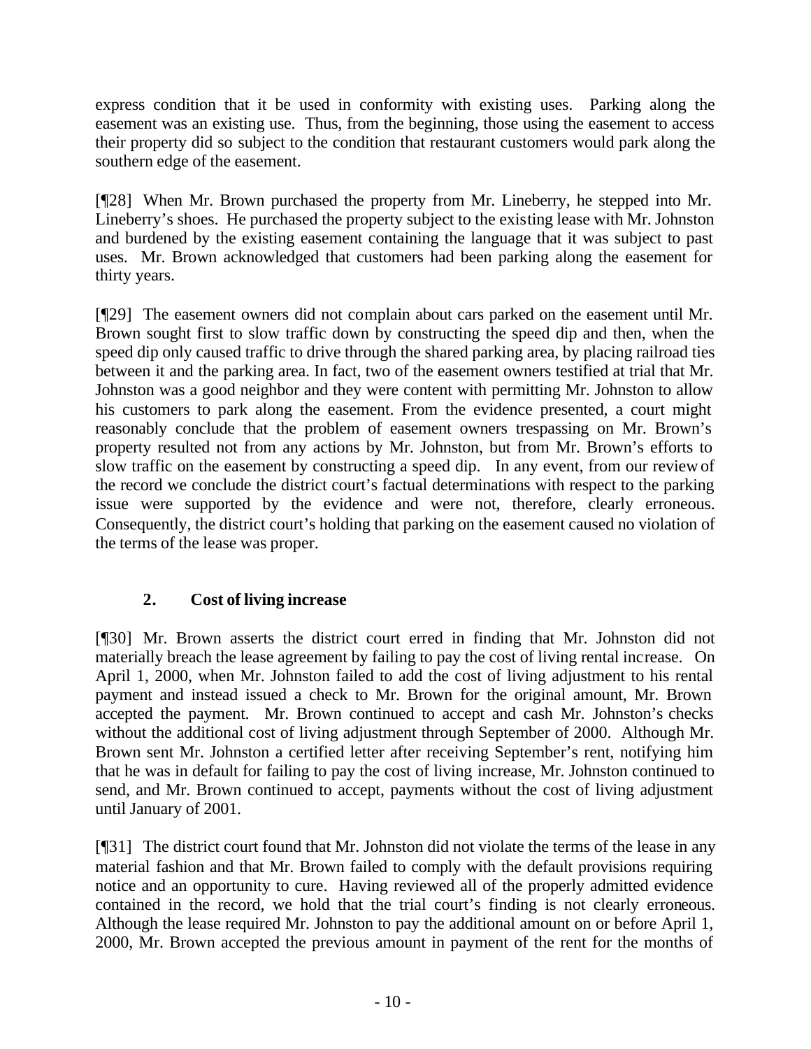express condition that it be used in conformity with existing uses. Parking along the easement was an existing use. Thus, from the beginning, those using the easement to access their property did so subject to the condition that restaurant customers would park along the southern edge of the easement.

[¶28] When Mr. Brown purchased the property from Mr. Lineberry, he stepped into Mr. Lineberry's shoes. He purchased the property subject to the existing lease with Mr. Johnston and burdened by the existing easement containing the language that it was subject to past uses. Mr. Brown acknowledged that customers had been parking along the easement for thirty years.

[¶29] The easement owners did not complain about cars parked on the easement until Mr. Brown sought first to slow traffic down by constructing the speed dip and then, when the speed dip only caused traffic to drive through the shared parking area, by placing railroad ties between it and the parking area. In fact, two of the easement owners testified at trial that Mr. Johnston was a good neighbor and they were content with permitting Mr. Johnston to allow his customers to park along the easement. From the evidence presented, a court might reasonably conclude that the problem of easement owners trespassing on Mr. Brown's property resulted not from any actions by Mr. Johnston, but from Mr. Brown's efforts to slow traffic on the easement by constructing a speed dip. In any event, from our review of the record we conclude the district court's factual determinations with respect to the parking issue were supported by the evidence and were not, therefore, clearly erroneous. Consequently, the district court's holding that parking on the easement caused no violation of the terms of the lease was proper.

### 2. Cost of living increase

[¶30] Mr. Brown asserts the district court erred in finding that Mr. Johnston did not materially breach the lease agreement by failing to pay the cost of living rental increase. On April 1, 2000, when Mr. Johnston failed to add the cost of living adjustment to his rental payment and instead issued a check to Mr. Brown for the original amount, Mr. Brown accepted the payment. Mr. Brown continued to accept and cash Mr. Johnston's checks without the additional cost of living adjustment through September of 2000. Although Mr. Brown sent Mr. Johnston a certified letter after receiving September's rent, notifying him that he was in default for failing to pay the cost of living increase, Mr. Johnston continued to send, and Mr. Brown continued to accept, payments without the cost of living adjustment until January of 2001.

[¶31] The district court found that Mr. Johnston did not violate the terms of the lease in any material fashion and that Mr. Brown failed to comply with the default provisions requiring notice and an opportunity to cure. Having reviewed all of the properly admitted evidence contained in the record, we hold that the trial court's finding is not clearly erroneous. Although the lease required Mr. Johnston to pay the additional amount on or before April 1, 2000, Mr. Brown accepted the previous amount in payment of the rent for the months of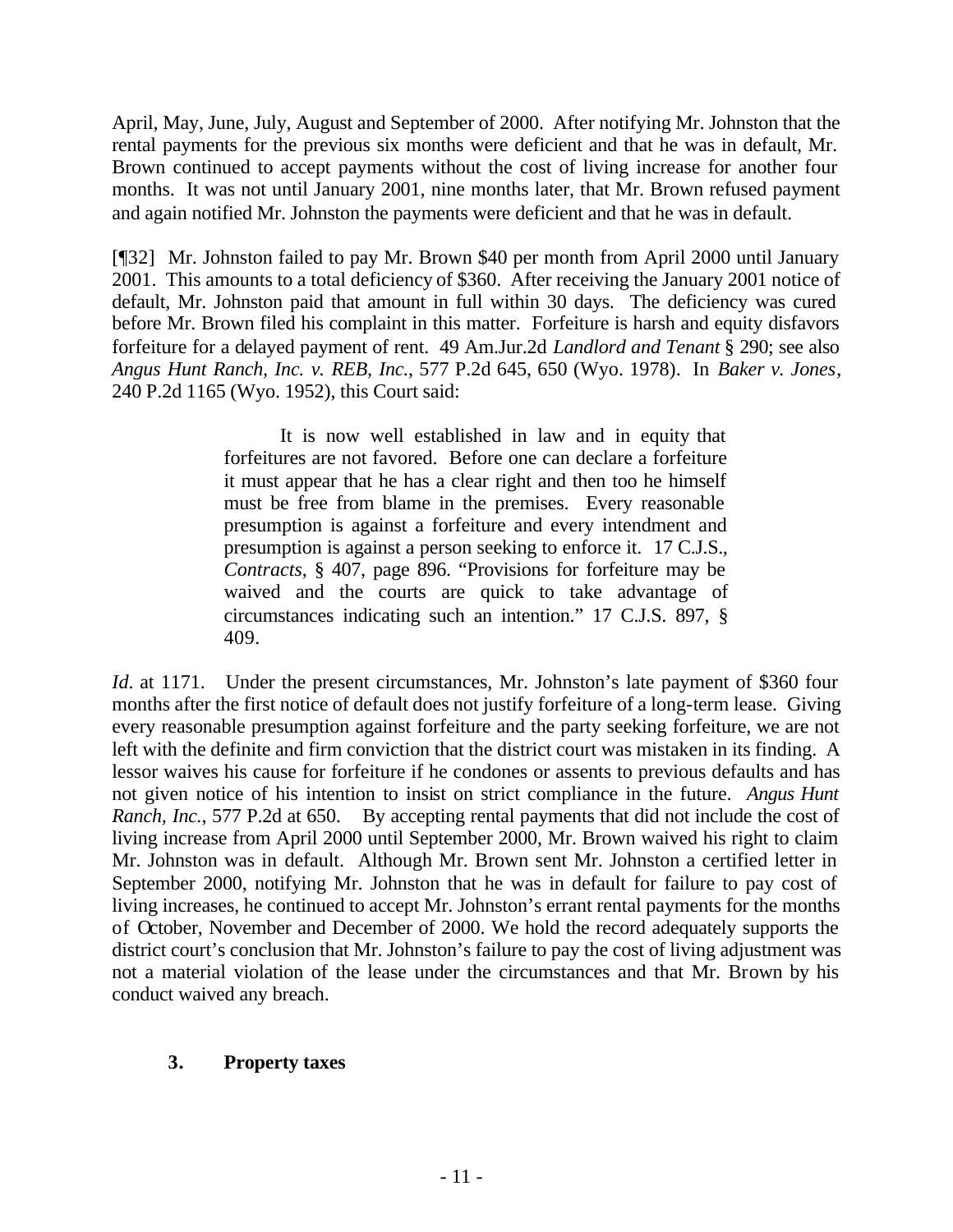April, May, June, July, August and September of 2000. After notifying Mr. Johnston that the rental payments for the previous six months were deficient and that he was in default, Mr. Brown continued to accept payments without the cost of living increase for another four months. It was not until January 2001, nine months later, that Mr. Brown refused payment and again notified Mr. Johnston the payments were deficient and that he was in default.

[¶32] Mr. Johnston failed to pay Mr. Brown $40 per month from April 2000 until January 2001. This amounts to a total deficiency of $360. After receiving the January 2001 notice of default, Mr. Johnston paid that amount in full within 30 days. The deficiency was cured before Mr. Brown filed his complaint in this matter. Forfeiture is harsh and equity disfavors forfeiture for a delayed payment of rent. 49 Am.Jur.2d *Landlord and Tenant* § 290; see also *Angus Hunt Ranch, Inc. v. REB, Inc.*, 577 P.2d 645, 650 (Wyo. 1978). In *Baker v. Jones*, 240 P.2d 1165 (Wyo. 1952), this Court said:

> It is now well established in law and in equity that forfeitures are not favored. Before one can declare a forfeiture it must appear that he has a clear right and then too he himself must be free from blame in the premises. Every reasonable presumption is against a forfeiture and every intendment and presumption is against a person seeking to enforce it. 17 C.J.S., *Contracts*, § 407, page 896. "Provisions for forfeiture may be waived and the courts are quick to take advantage of circumstances indicating such an intention." 17 C.J.S. 897, § 409.

*Id*. at 1171. Under the present circumstances, Mr. Johnston's late payment of $360 four months after the first notice of default does not justify forfeiture of a long-term lease. Giving every reasonable presumption against forfeiture and the party seeking forfeiture, we are not left with the definite and firm conviction that the district court was mistaken in its finding. A lessor waives his cause for forfeiture if he condones or assents to previous defaults and has not given notice of his intention to insist on strict compliance in the future. *Angus Hunt Ranch, Inc.*, 577 P.2d at 650. By accepting rental payments that did not include the cost of living increase from April 2000 until September 2000, Mr. Brown waived his right to claim Mr. Johnston was in default. Although Mr. Brown sent Mr. Johnston a certified letter in September 2000, notifying Mr. Johnston that he was in default for failure to pay cost of living increases, he continued to accept Mr. Johnston's errant rental payments for the months of October, November and December of 2000. We hold the record adequately supports the district court's conclusion that Mr. Johnston's failure to pay the cost of living adjustment was not a material violation of the lease under the circumstances and that Mr. Brown by his conduct waived any breach.

### 3. Property taxes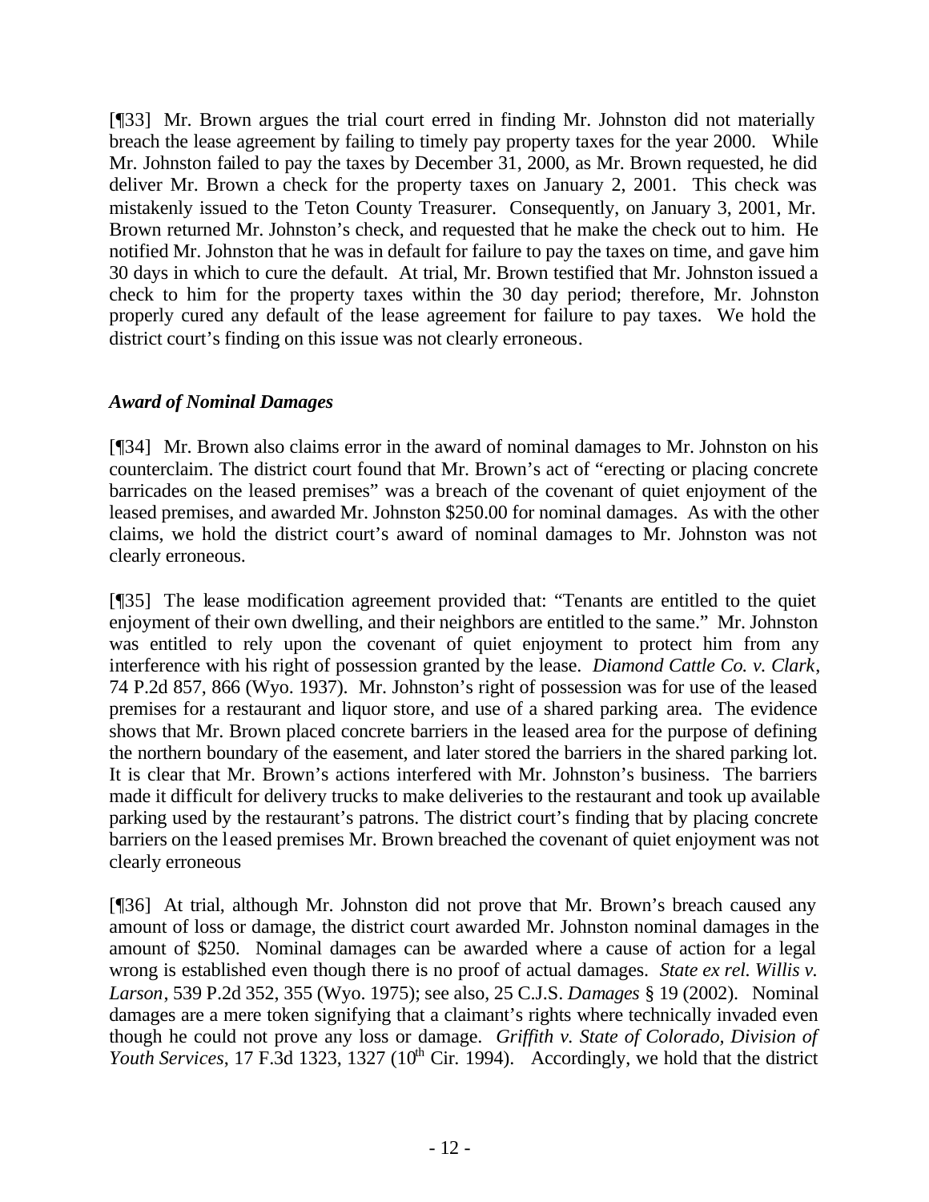[¶33] Mr. Brown argues the trial court erred in finding Mr. Johnston did not materially breach the lease agreement by failing to timely pay property taxes for the year 2000. While Mr. Johnston failed to pay the taxes by December 31, 2000, as Mr. Brown requested, he did deliver Mr. Brown a check for the property taxes on January 2, 2001. This check was mistakenly issued to the Teton County Treasurer. Consequently, on January 3, 2001, Mr. Brown returned Mr. Johnston's check, and requested that he make the check out to him. He notified Mr. Johnston that he was in default for failure to pay the taxes on time, and gave him 30 days in which to cure the default. At trial, Mr. Brown testified that Mr. Johnston issued a check to him for the property taxes within the 30 day period; therefore, Mr. Johnston properly cured any default of the lease agreement for failure to pay taxes. We hold the district court's finding on this issue was not clearly erroneous.

### *Award of Nominal Damages*

[¶34] Mr. Brown also claims error in the award of nominal damages to Mr. Johnston on his counterclaim. The district court found that Mr. Brown's act of "erecting or placing concrete barricades on the leased premises" was a breach of the covenant of quiet enjoyment of the leased premises, and awarded Mr. Johnston $250.00 for nominal damages. As with the other claims, we hold the district court's award of nominal damages to Mr. Johnston was not clearly erroneous.

[¶35] The lease modification agreement provided that: "Tenants are entitled to the quiet enjoyment of their own dwelling, and their neighbors are entitled to the same." Mr. Johnston was entitled to rely upon the covenant of quiet enjoyment to protect him from any interference with his right of possession granted by the lease. *Diamond Cattle Co. v. Clark*, 74 P.2d 857, 866 (Wyo. 1937). Mr. Johnston's right of possession was for use of the leased premises for a restaurant and liquor store, and use of a shared parking area. The evidence shows that Mr. Brown placed concrete barriers in the leased area for the purpose of defining the northern boundary of the easement, and later stored the barriers in the shared parking lot. It is clear that Mr. Brown's actions interfered with Mr. Johnston's business. The barriers made it difficult for delivery trucks to make deliveries to the restaurant and took up available parking used by the restaurant's patrons. The district court's finding that by placing concrete barriers on the leased premises Mr. Brown breached the covenant of quiet enjoyment was not clearly erroneous

[¶36] At trial, although Mr. Johnston did not prove that Mr. Brown's breach caused any amount of loss or damage, the district court awarded Mr. Johnston nominal damages in the amount of $250. Nominal damages can be awarded where a cause of action for a legal wrong is established even though there is no proof of actual damages. *State ex rel. Willis v. Larson*, 539 P.2d 352, 355 (Wyo. 1975); see also, 25 C.J.S. *Damages* § 19 (2002). Nominal damages are a mere token signifying that a claimant's rights where technically invaded even though he could not prove any loss or damage. *Griffith v. State of Colorado, Division of Youth Services*, 17 F.3d 1323, 1327 (10th Cir. 1994). Accordingly, we hold that the district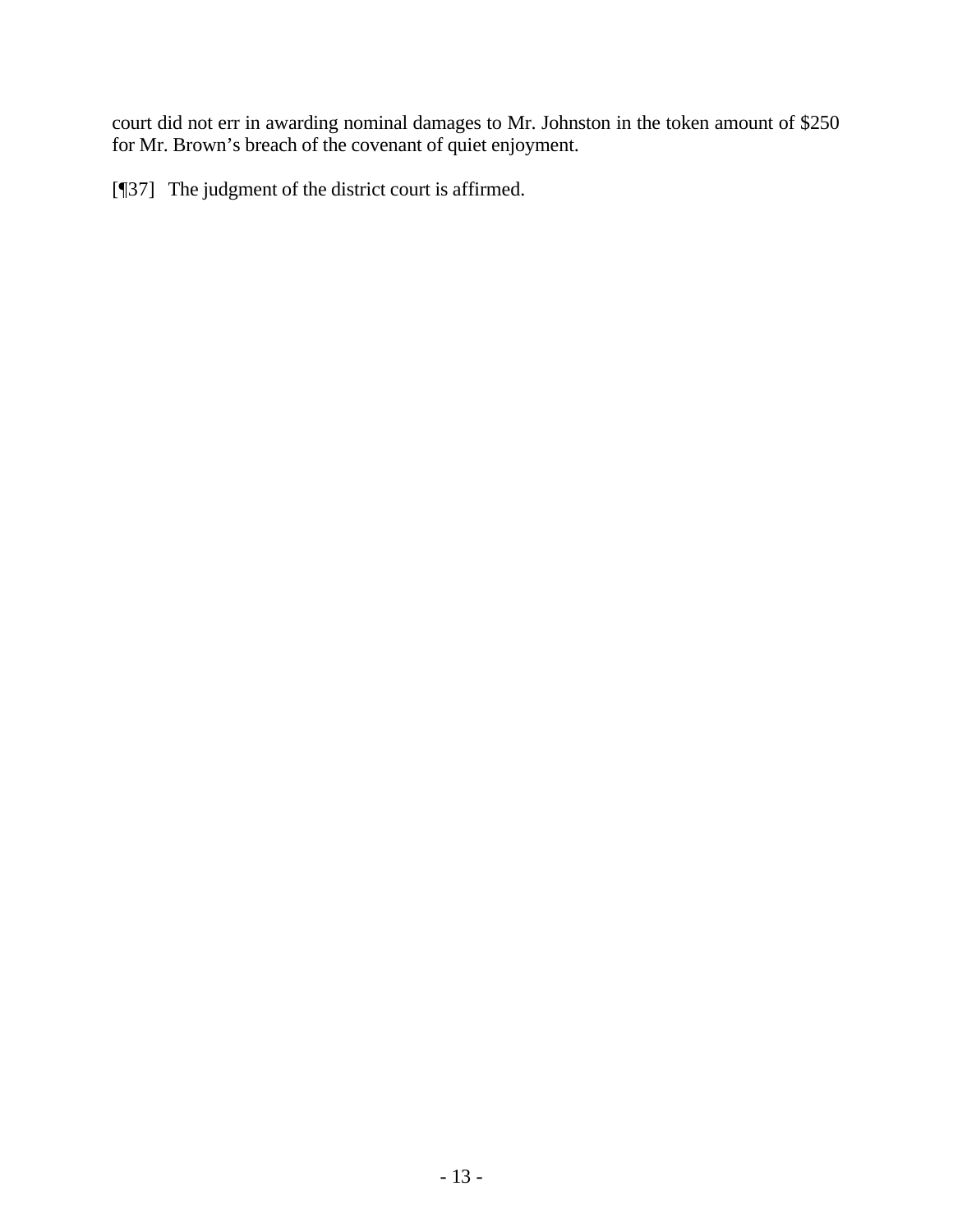court did not err in awarding nominal damages to Mr. Johnston in the token amount of $250 for Mr. Brown's breach of the covenant of quiet enjoyment.

[¶37] The judgment of the district court is affirmed.